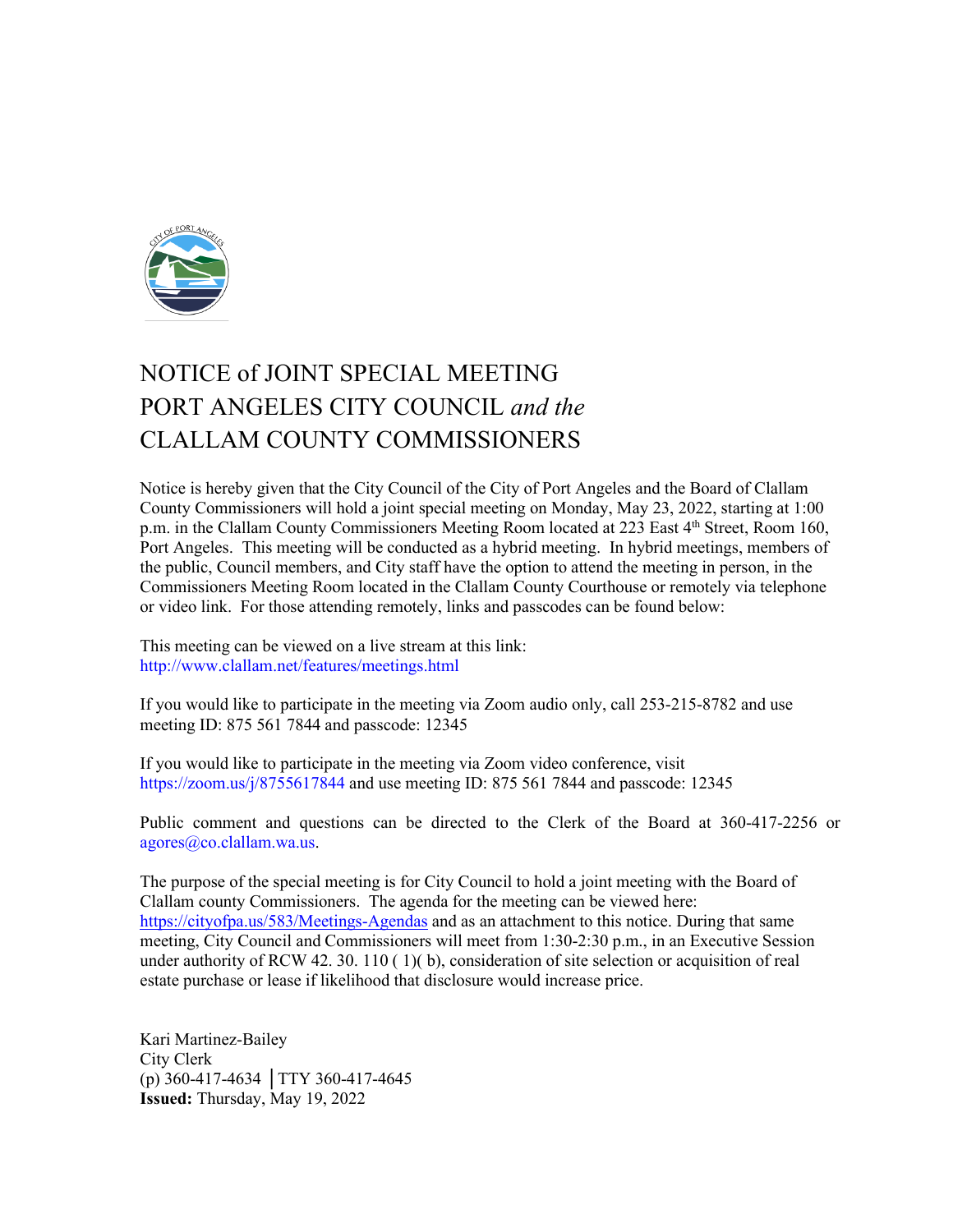# NOTICE of JOINT SPECIAL MEETING
# PORT ANGELES CITY COUNCIL *and the*
# CLALLAM COUNTY COMMISSIONERS

Notice is hereby given that the City Council of the City of Port Angeles and the Board of Clallam County Commissioners will hold a joint special meeting on Monday, May 23, 2022, starting at 1:00 p.m. in the Clallam County Commissioners Meeting Room located at 223 East 4th Street, Room 160, Port Angeles. This meeting will be conducted as a hybrid meeting. In hybrid meetings, members of the public, Council members, and City staff have the option to attend the meeting in person, in the Commissioners Meeting Room located in the Clallam County Courthouse or remotely via telephone or video link. For those attending remotely, links and passcodes can be found below:

This meeting can be viewed on a live stream at this link:
http://www.clallam.net/features/meetings.html

If you would like to participate in the meeting via Zoom audio only, call 253-215-8782 and use meeting ID: 875 561 7844 and passcode: 12345

If you would like to participate in the meeting via Zoom video conference, visit https://zoom.us/j/8755617844 and use meeting ID: 875 561 7844 and passcode: 12345

Public comment and questions can be directed to the Clerk of the Board at 360-417-2256 or agores@co.clallam.wa.us.

The purpose of the special meeting is for City Council to hold a joint meeting with the Board of Clallam county Commissioners. The agenda for the meeting can be viewed here: https://cityofpa.us/583/Meetings-Agendas and as an attachment to this notice. During that same meeting, City Council and Commissioners will meet from 1:30-2:30 p.m., in an Executive Session under authority of RCW 42. 30. 110 ( 1)( b), consideration of site selection or acquisition of real estate purchase or lease if likelihood that disclosure would increase price.

Kari Martinez-Bailey
City Clerk
(p) 360-417-4634 │TTY 360-417-4645
**Issued:** Thursday, May 19, 2022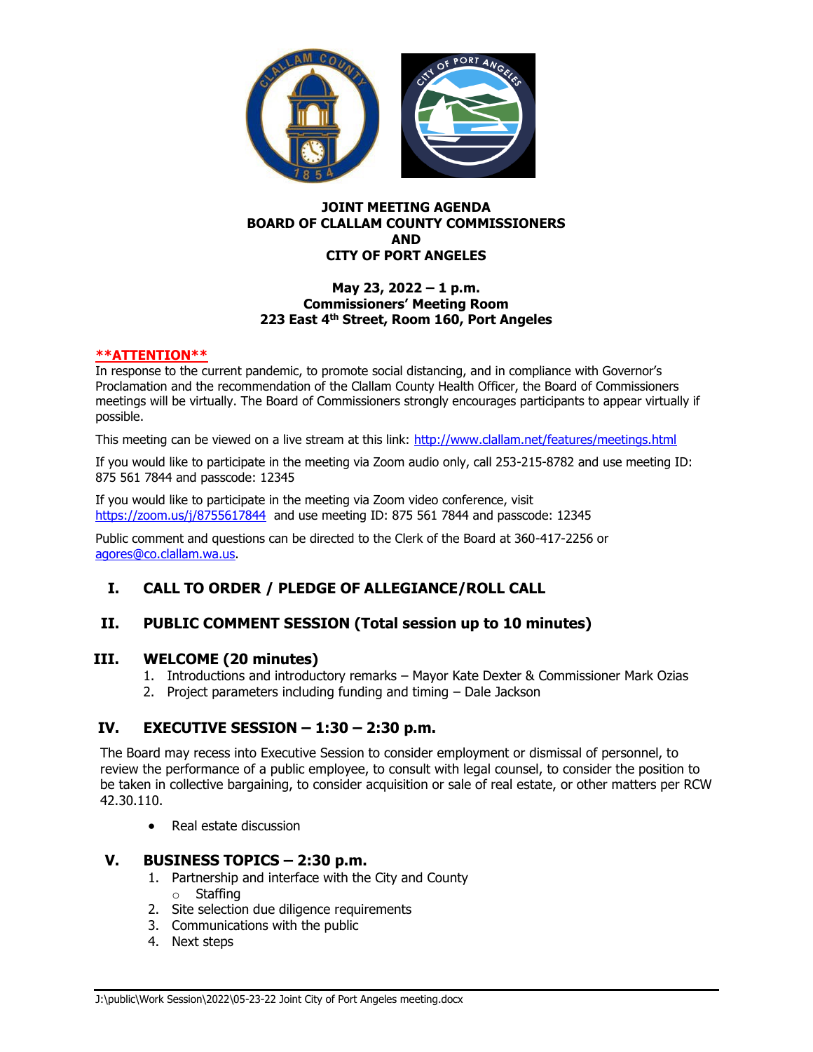**JOINT MEETING AGENDA**
**BOARD OF CLALLAM COUNTY COMMISSIONERS**
**AND**
**CITY OF PORT ANGELES**

**May 23, 2022 – 1 p.m.**
**Commissioners' Meeting Room**
**223 East 4th Street, Room 160, Port Angeles**

**\*\*ATTENTION\*\***

In response to the current pandemic, to promote social distancing, and in compliance with Governor's Proclamation and the recommendation of the Clallam County Health Officer, the Board of Commissioners meetings will be virtually. The Board of Commissioners strongly encourages participants to appear virtually if possible.

This meeting can be viewed on a live stream at this link: http://www.clallam.net/features/meetings.html

If you would like to participate in the meeting via Zoom audio only, call 253-215-8782 and use meeting ID: 875 561 7844 and passcode: 12345

If you would like to participate in the meeting via Zoom video conference, visit https://zoom.us/j/8755617844 and use meeting ID: 875 561 7844 and passcode: 12345

Public comment and questions can be directed to the Clerk of the Board at 360-417-2256 or agores@co.clallam.wa.us.

## I. CALL TO ORDER / PLEDGE OF ALLEGIANCE/ROLL CALL

## II. PUBLIC COMMENT SESSION (Total session up to 10 minutes)

## III. WELCOME (20 minutes)

1. Introductions and introductory remarks – Mayor Kate Dexter & Commissioner Mark Ozias
2. Project parameters including funding and timing – Dale Jackson

## IV. EXECUTIVE SESSION – 1:30 – 2:30 p.m.

The Board may recess into Executive Session to consider employment or dismissal of personnel, to review the performance of a public employee, to consult with legal counsel, to consider the position to be taken in collective bargaining, to consider acquisition or sale of real estate, or other matters per RCW 42.30.110.

- Real estate discussion

## V. BUSINESS TOPICS – 2:30 p.m.

1. Partnership and interface with the City and County
   - Staffing
2. Site selection due diligence requirements
3. Communications with the public
4. Next steps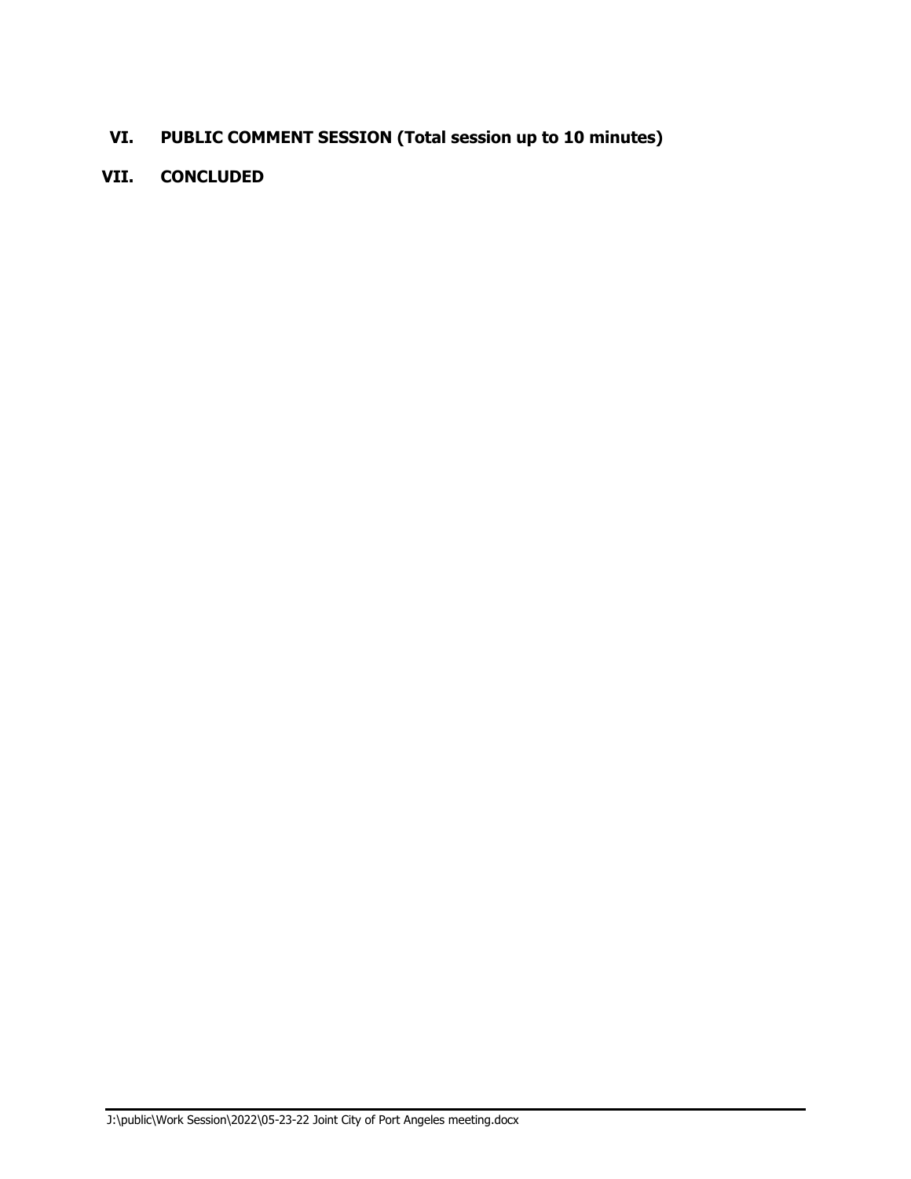## VI. PUBLIC COMMENT SESSION (Total session up to 10 minutes)

## VII. CONCLUDED